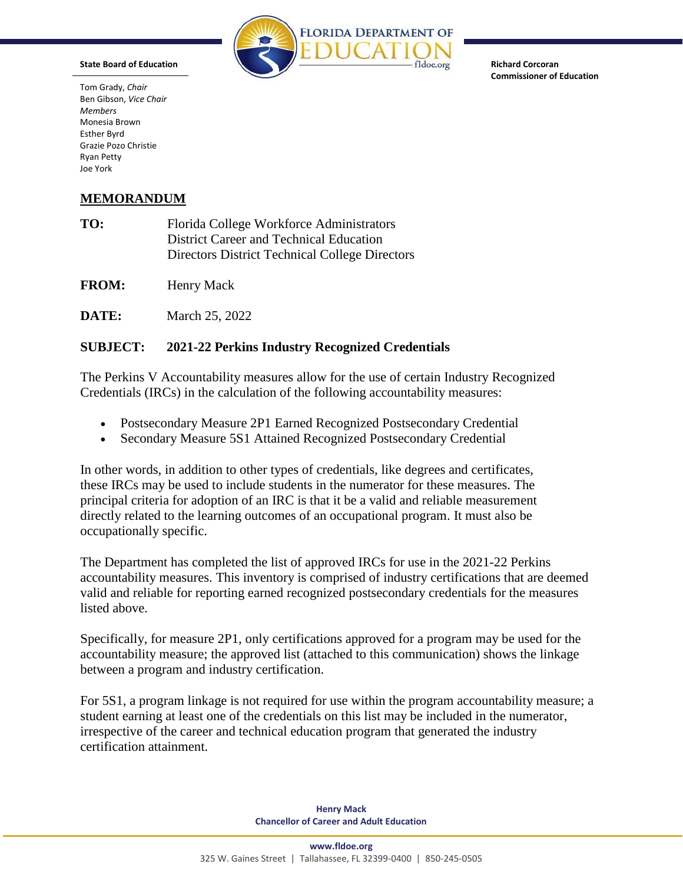**State Board of Education**

Tom Grady, *Chair*
Ben Gibson, *Vice Chair*
*Members*
Monesia Brown
Esther Byrd
Grazie Pozo Christie
Ryan Petty
Joe York

**Richard Corcoran**
**Commissioner of Education**

## MEMORANDUM

**TO:** Florida College Workforce Administrators
District Career and Technical Education
Directors District Technical College Directors

**FROM:** Henry Mack

**DATE:** March 25, 2022

**SUBJECT: 2021-22 Perkins Industry Recognized Credentials**

The Perkins V Accountability measures allow for the use of certain Industry Recognized Credentials (IRCs) in the calculation of the following accountability measures:

- Postsecondary Measure 2P1 Earned Recognized Postsecondary Credential
- Secondary Measure 5S1 Attained Recognized Postsecondary Credential

In other words, in addition to other types of credentials, like degrees and certificates, these IRCs may be used to include students in the numerator for these measures. The principal criteria for adoption of an IRC is that it be a valid and reliable measurement directly related to the learning outcomes of an occupational program. It must also be occupationally specific.

The Department has completed the list of approved IRCs for use in the 2021-22 Perkins accountability measures. This inventory is comprised of industry certifications that are deemed valid and reliable for reporting earned recognized postsecondary credentials for the measures listed above.

Specifically, for measure 2P1, only certifications approved for a program may be used for the accountability measure; the approved list (attached to this communication) shows the linkage between a program and industry certification.

For 5S1, a program linkage is not required for use within the program accountability measure; a student earning at least one of the credentials on this list may be included in the numerator, irrespective of the career and technical education program that generated the industry certification attainment.

**Henry Mack**
**Chancellor of Career and Adult Education**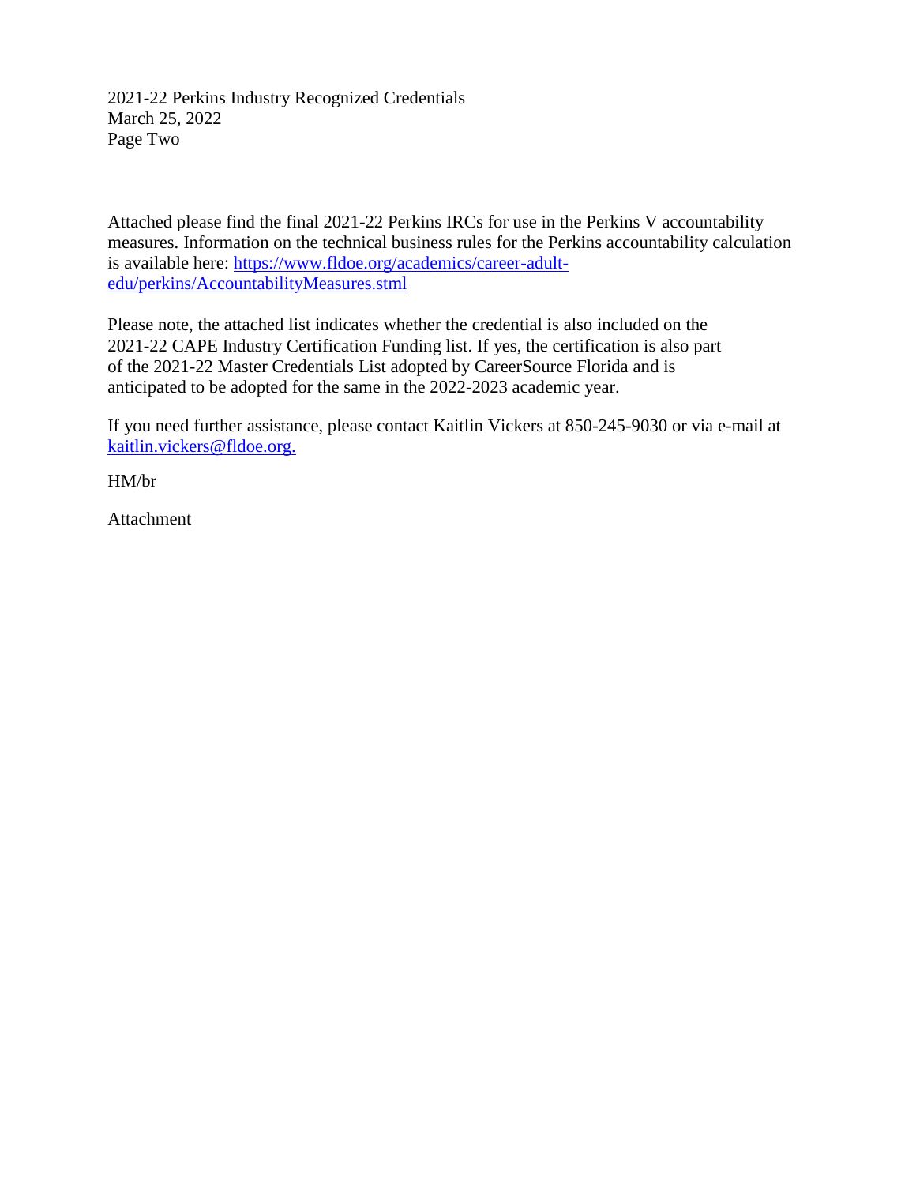Attached please find the final 2021-22 Perkins IRCs for use in the Perkins V accountability measures. Information on the technical business rules for the Perkins accountability calculation is available here: [https://www.fldoe.org/academics/career-adult-edu/perkins/AccountabilityMeasures.stml](https://www.fldoe.org/academics/career-adult-edu/perkins/AccountabilityMeasures.stml)

Please note, the attached list indicates whether the credential is also included on the 2021-22 CAPE Industry Certification Funding list. If yes, the certification is also part of the 2021-22 Master Credentials List adopted by CareerSource Florida and is anticipated to be adopted for the same in the 2022-2023 academic year.

If you need further assistance, please contact Kaitlin Vickers at 850-245-9030 or via e-mail at [kaitlin.vickers@fldoe.org.](mailto:kaitlin.vickers@fldoe.org)

HM/br

Attachment